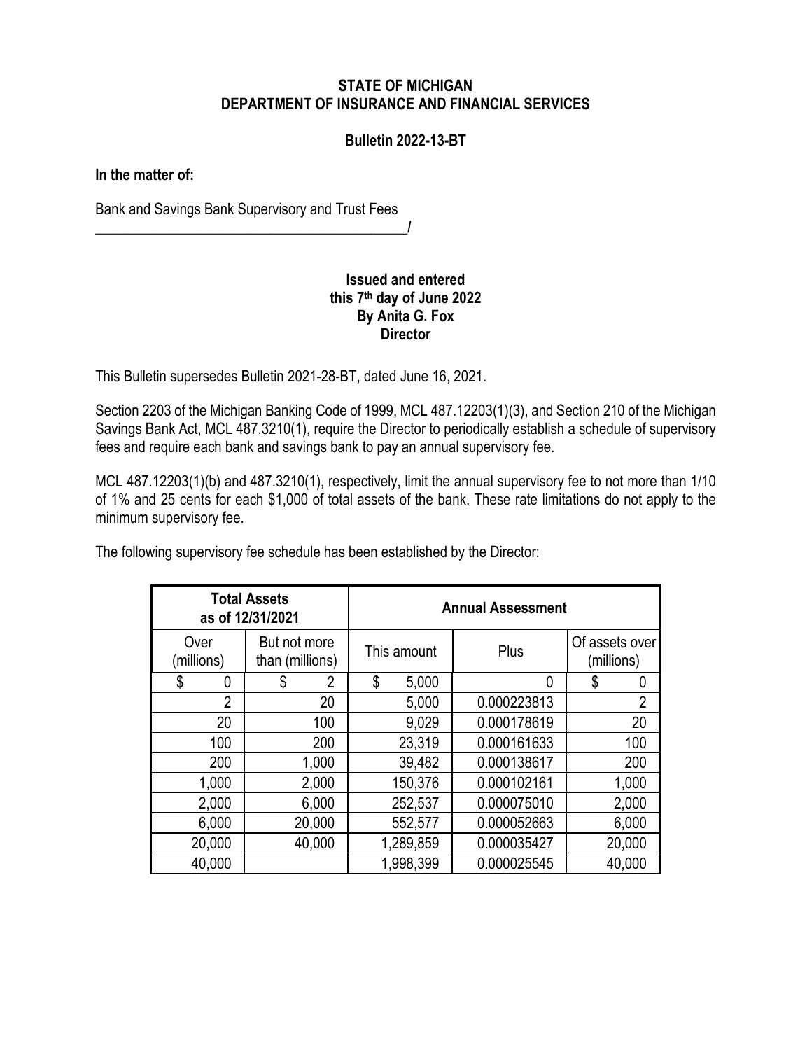**STATE OF MICHIGAN**
**DEPARTMENT OF INSURANCE AND FINANCIAL SERVICES**

**Bulletin 2022-13-BT**

**In the matter of:**

Bank and Savings Bank Supervisory and Trust Fees
______________________________________________/

**Issued and entered**
**this 7th day of June 2022**
**By Anita G. Fox**
**Director**

This Bulletin supersedes Bulletin 2021-28-BT, dated June 16, 2021.

Section 2203 of the Michigan Banking Code of 1999, MCL 487.12203(1)(3), and Section 210 of the Michigan Savings Bank Act, MCL 487.3210(1), require the Director to periodically establish a schedule of supervisory fees and require each bank and savings bank to pay an annual supervisory fee.

MCL 487.12203(1)(b) and 487.3210(1), respectively, limit the annual supervisory fee to not more than 1/10 of 1% and 25 cents for each $1,000 of total assets of the bank. These rate limitations do not apply to the minimum supervisory fee.

The following supervisory fee schedule has been established by the Director:

| Total Assets as of 12/31/2021 | | Annual Assessment | | |
|---|---|---|---|---|
| Over (millions) | But not more than (millions) | This amount | Plus | Of assets over (millions) |
| $ 0 | $ 2 | $ 5,000 | 0 | $ 0 |
| 2 | 20 | 5,000 | 0.000223813 | 2 |
| 20 | 100 | 9,029 | 0.000178619 | 20 |
| 100 | 200 | 23,319 | 0.000161633 | 100 |
| 200 | 1,000 | 39,482 | 0.000138617 | 200 |
| 1,000 | 2,000 | 150,376 | 0.000102161 | 1,000 |
| 2,000 | 6,000 | 252,537 | 0.000075010 | 2,000 |
| 6,000 | 20,000 | 552,577 | 0.000052663 | 6,000 |
| 20,000 | 40,000 | 1,289,859 | 0.000035427 | 20,000 |
| 40,000 | | 1,998,399 | 0.000025545 | 40,000 |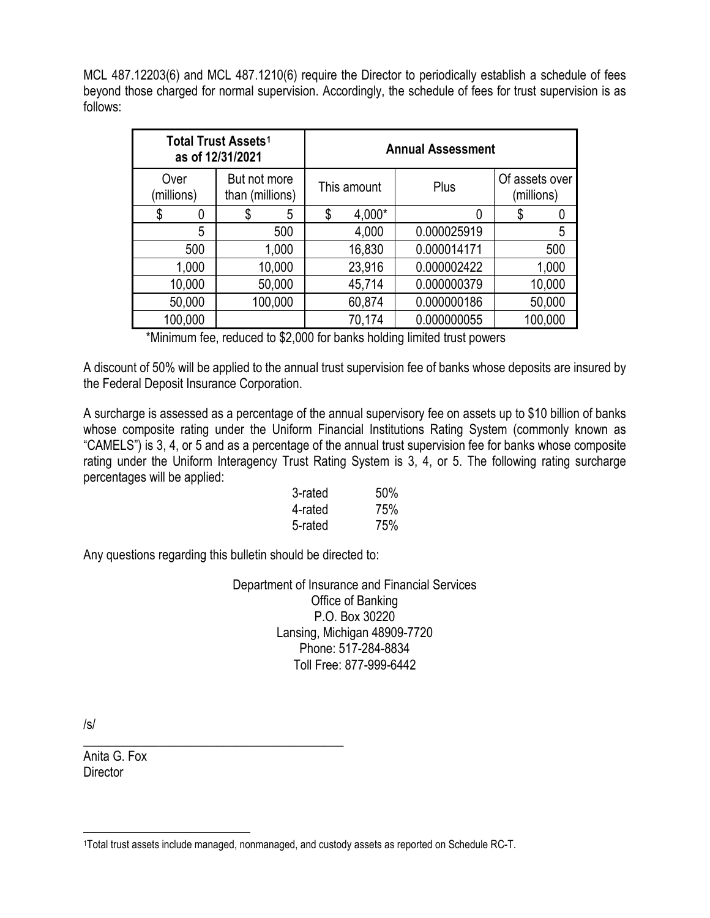MCL 487.12203(6) and MCL 487.1210(6) require the Director to periodically establish a schedule of fees beyond those charged for normal supervision. Accordingly, the schedule of fees for trust supervision is as follows:

| Total Trust Assets[1] as of 12/31/2021 | | Annual Assessment | | |
|---|---|---|---|---|
| Over (millions) | But not more than (millions) | This amount | Plus | Of assets over (millions) |
| $ 0 | $ 5 | $ 4,000* | 0 | $ 0 |
| 5 | 500 | 4,000 | 0.000025919 | 5 |
| 500 | 1,000 | 16,830 | 0.000014171 | 500 |
| 1,000 | 10,000 | 23,916 | 0.000002422 | 1,000 |
| 10,000 | 50,000 | 45,714 | 0.000000379 | 10,000 |
| 50,000 | 100,000 | 60,874 | 0.000000186 | 50,000 |
| 100,000 | | 70,174 | 0.000000055 | 100,000 |

*Minimum fee, reduced to $2,000 for banks holding limited trust powers

A discount of 50% will be applied to the annual trust supervision fee of banks whose deposits are insured by the Federal Deposit Insurance Corporation.

A surcharge is assessed as a percentage of the annual supervisory fee on assets up to $10 billion of banks whose composite rating under the Uniform Financial Institutions Rating System (commonly known as "CAMELS") is 3, 4, or 5 and as a percentage of the annual trust supervision fee for banks whose composite rating under the Uniform Interagency Trust Rating System is 3, 4, or 5. The following rating surcharge percentages will be applied:

| | |
|---|---|
| 3-rated | 50% |
| 4-rated | 75% |
| 5-rated | 75% |

Any questions regarding this bulletin should be directed to:

Department of Insurance and Financial Services
Office of Banking
P.O. Box 30220
Lansing, Michigan 48909-7720
Phone: 517-284-8834
Toll Free: 877-999-6442

/s/

Anita G. Fox
Director

[1]Total trust assets include managed, nonmanaged, and custody assets as reported on Schedule RC-T.